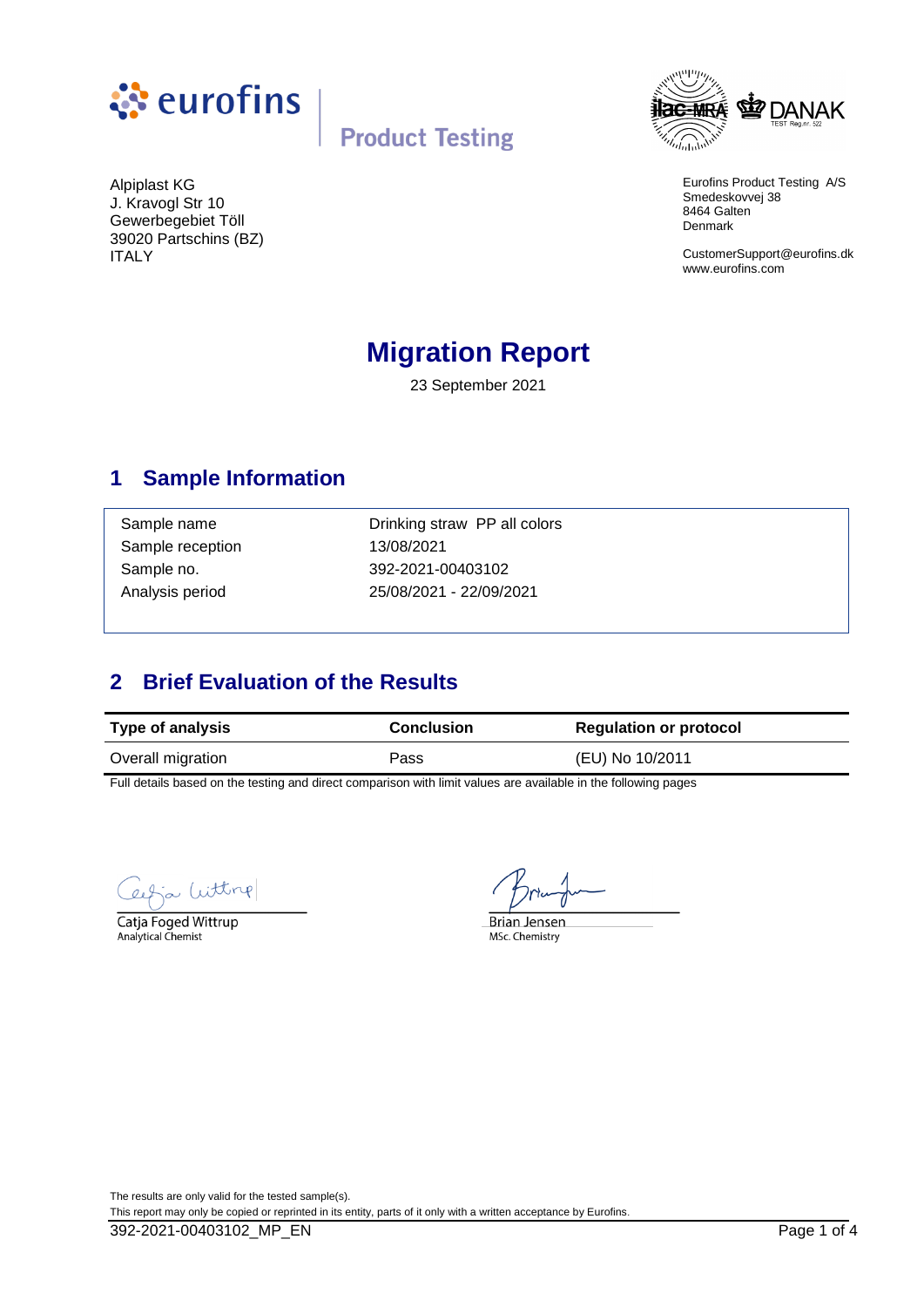Alpiplast KG
J. Kravogl Str 10
Gewerbegebiet Töll
39020 Partschins (BZ)
ITALY

Eurofins Product Testing A/S
Smedeskovvej 38
8464 Galten
Denmark

CustomerSupport@eurofins.dk
www.eurofins.com

# Migration Report

23 September 2021

## 1 Sample Information

| | |
|---|---|
| Sample name | Drinking straw PP all colors |
| Sample reception | 13/08/2021 |
| Sample no. | 392-2021-00403102 |
| Analysis period | 25/08/2021 - 22/09/2021 |

## 2 Brief Evaluation of the Results

| Type of analysis | Conclusion | Regulation or protocol |
|---|---|---|
| Overall migration | Pass | (EU) No 10/2011 |

Full details based on the testing and direct comparison with limit values are available in the following pages

Catja Foged Wittrup
Analytical Chemist

Brian Jensen
MSc. Chemistry

The results are only valid for the tested sample(s).
This report may only be copied or reprinted in its entity, parts of it only with a written acceptance by Eurofins.

392-2021-00403102_MP_EN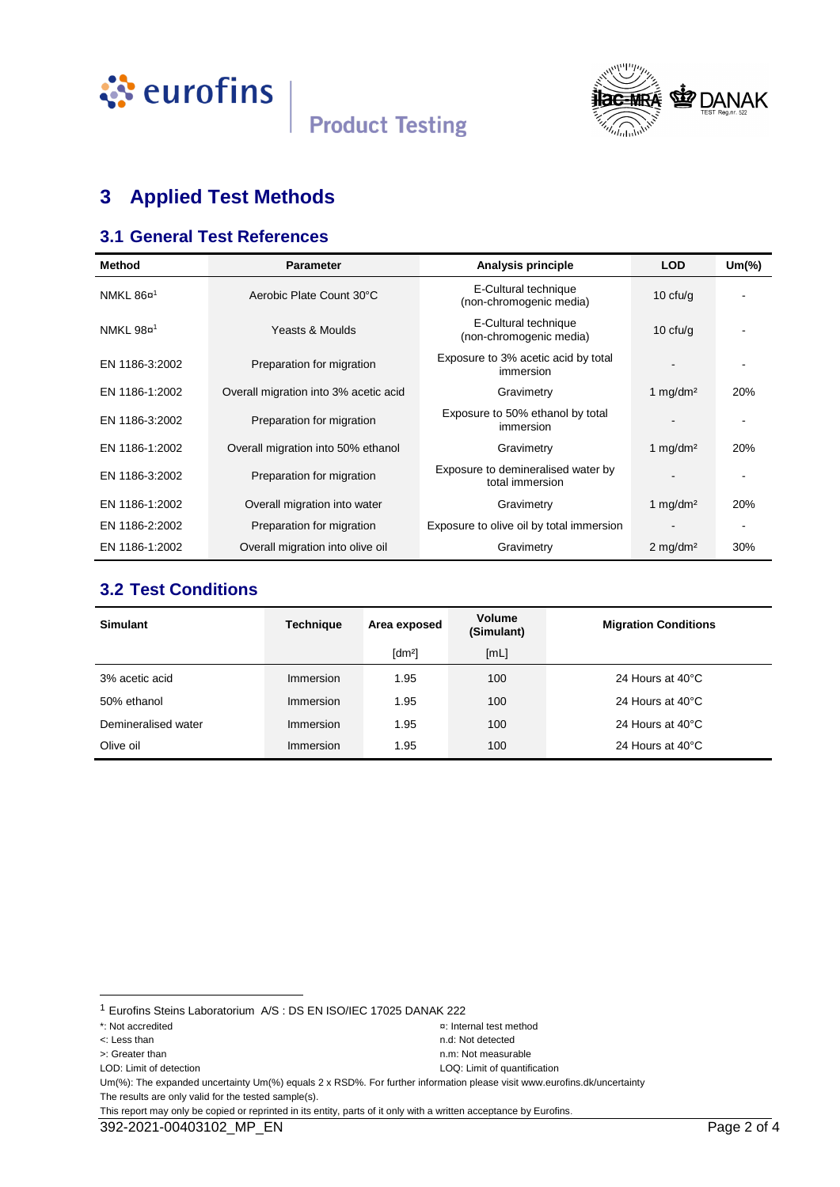# 3 Applied Test Methods

## 3.1 General Test References

| Method | Parameter | Analysis principle | LOD | Um(%) |
|---|---|---|---|---|
| NMKL 86¤[1] | Aerobic Plate Count 30°C | E-Cultural technique (non-chromogenic media) | 10 cfu/g | - |
| NMKL 98¤[1] | Yeasts & Moulds | E-Cultural technique (non-chromogenic media) | 10 cfu/g | - |
| EN 1186-3:2002 | Preparation for migration | Exposure to 3% acetic acid by total immersion | - | - |
| EN 1186-1:2002 | Overall migration into 3% acetic acid | Gravimetry | 1 mg/dm² | 20% |
| EN 1186-3:2002 | Preparation for migration | Exposure to 50% ethanol by total immersion | - | - |
| EN 1186-1:2002 | Overall migration into 50% ethanol | Gravimetry | 1 mg/dm² | 20% |
| EN 1186-3:2002 | Preparation for migration | Exposure to demineralised water by total immersion | - | - |
| EN 1186-1:2002 | Overall migration into water | Gravimetry | 1 mg/dm² | 20% |
| EN 1186-2:2002 | Preparation for migration | Exposure to olive oil by total immersion | - | - |
| EN 1186-1:2002 | Overall migration into olive oil | Gravimetry | 2 mg/dm² | 30% |

## 3.2 Test Conditions

| Simulant | Technique | Area exposed | Volume (Simulant) | Migration Conditions |
|---|---|---|---|---|
| | | [dm²] | [mL] | |
| 3% acetic acid | Immersion | 1.95 | 100 | 24 Hours at 40°C |
| 50% ethanol | Immersion | 1.95 | 100 | 24 Hours at 40°C |
| Demineralised water | Immersion | 1.95 | 100 | 24 Hours at 40°C |
| Olive oil | Immersion | 1.95 | 100 | 24 Hours at 40°C |

[1] Eurofins Steins Laboratorium A/S : DS EN ISO/IEC 17025 DANAK 222

*: Not accredited
¤: Internal test method
<: Less than
n.d: Not detected
>: Greater than
n.m: Not measurable
LOD: Limit of detection
LOQ: Limit of quantification

Um(%): The expanded uncertainty Um(%) equals 2 x RSD%. For further information please visit www.eurofins.dk/uncertainty

The results are only valid for the tested sample(s).

This report may only be copied or reprinted in its entity, parts of it only with a written acceptance by Eurofins.

392-2021-00403102_MP_EN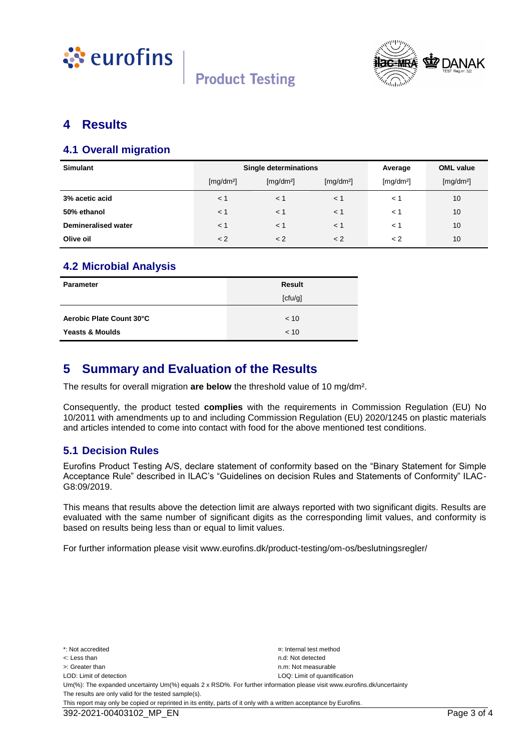# 4 Results

## 4.1 Overall migration

| Simulant | Single determinations | | | Average | OML value |
|---|---|---|---|---|---|
| | [mg/dm²] | [mg/dm²] | [mg/dm²] | [mg/dm²] | [mg/dm²] |
| **3% acetic acid** | < 1 | < 1 | < 1 | < 1 | 10 |
| **50% ethanol** | < 1 | < 1 | < 1 | < 1 | 10 |
| **Demineralised water** | < 1 | < 1 | < 1 | < 1 | 10 |
| **Olive oil** | < 2 | < 2 | < 2 | < 2 | 10 |

## 4.2 Microbial Analysis

| Parameter | Result [cfu/g] |
|---|---|
| **Aerobic Plate Count 30°C** | < 10 |
| **Yeasts & Moulds** | < 10 |

# 5 Summary and Evaluation of the Results

The results for overall migration **are below** the threshold value of 10 mg/dm².

Consequently, the product tested **complies** with the requirements in Commission Regulation (EU) No 10/2011 with amendments up to and including Commission Regulation (EU) 2020/1245 on plastic materials and articles intended to come into contact with food for the above mentioned test conditions.

## 5.1 Decision Rules

Eurofins Product Testing A/S, declare statement of conformity based on the "Binary Statement for Simple Acceptance Rule" described in ILAC's "Guidelines on decision Rules and Statements of Conformity" ILAC-G8:09/2019.

This means that results above the detection limit are always reported with two significant digits. Results are evaluated with the same number of significant digits as the corresponding limit values, and conformity is based on results being less than or equal to limit values.

For further information please visit www.eurofins.dk/product-testing/om-os/beslutningsregler/

*: Not accredited
¤: Internal test method
<: Less than
n.d: Not detected
>: Greater than
n.m: Not measurable
LOD: Limit of detection
LOQ: Limit of quantification
Um(%): The expanded uncertainty Um(%) equals 2 x RSD%. For further information please visit www.eurofins.dk/uncertainty
The results are only valid for the tested sample(s).
This report may only be copied or reprinted in its entity, parts of it only with a written acceptance by Eurofins.

392-2021-00403102_MP_EN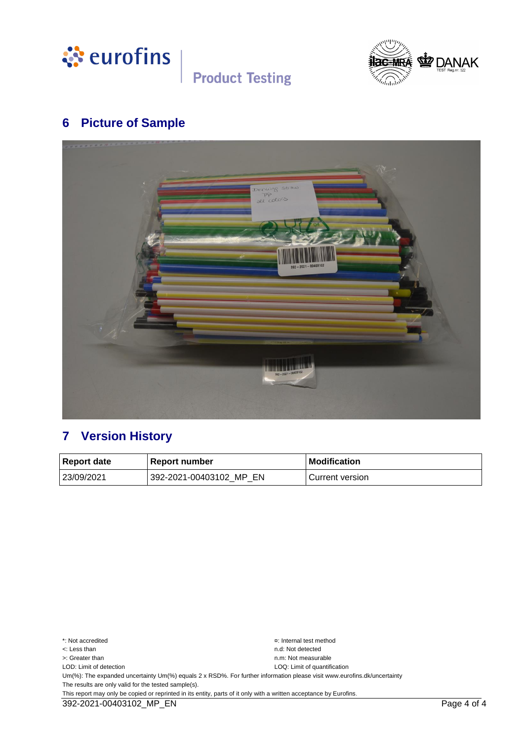## 6 Picture of Sample

## 7 Version History

| Report date | Report number | Modification |
|---|---|---|
| 23/09/2021 | 392-2021-00403102_MP_EN | Current version |

*: Not accredited
¤: Internal test method
<: Less than
n.d: Not detected
>: Greater than
n.m: Not measurable
LOD: Limit of detection
LOQ: Limit of quantification
Um(%): The expanded uncertainty Um(%) equals 2 x RSD%. For further information please visit www.eurofins.dk/uncertainty
The results are only valid for the tested sample(s).
This report may only be copied or reprinted in its entity, parts of it only with a written acceptance by Eurofins.